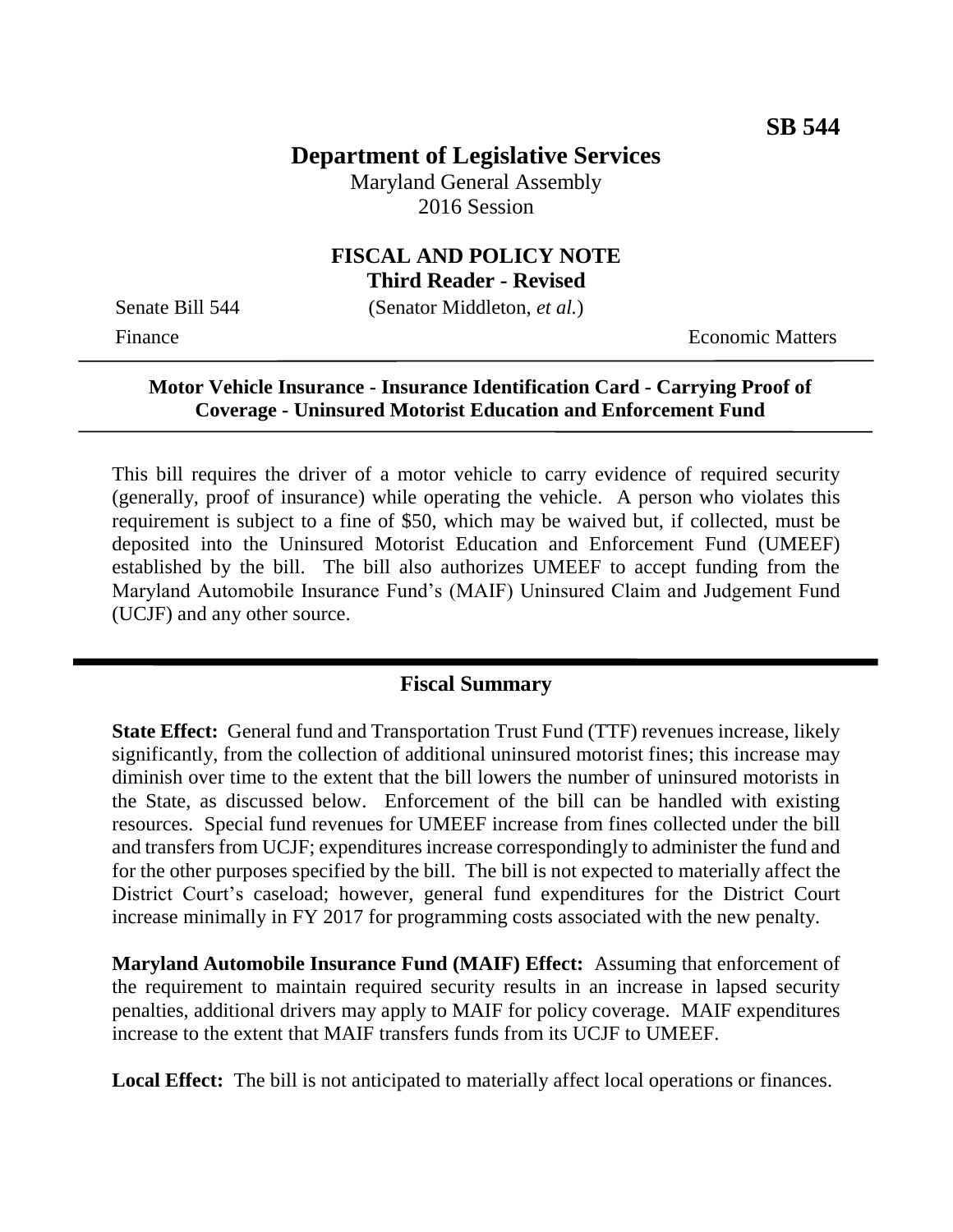**SB 544**

# Department of Legislative Services

Maryland General Assembly
2016 Session

## FISCAL AND POLICY NOTE
**Third Reader - Revised**

Senate Bill 544 (Senator Middleton, *et al.*)

Finance Economic Matters

---

**Motor Vehicle Insurance - Insurance Identification Card - Carrying Proof of Coverage - Uninsured Motorist Education and Enforcement Fund**

---

This bill requires the driver of a motor vehicle to carry evidence of required security (generally, proof of insurance) while operating the vehicle. A person who violates this requirement is subject to a fine of $50, which may be waived but, if collected, must be deposited into the Uninsured Motorist Education and Enforcement Fund (UMEEF) established by the bill. The bill also authorizes UMEEF to accept funding from the Maryland Automobile Insurance Fund's (MAIF) Uninsured Claim and Judgement Fund (UCJF) and any other source.

---

## Fiscal Summary

**State Effect:** General fund and Transportation Trust Fund (TTF) revenues increase, likely significantly, from the collection of additional uninsured motorist fines; this increase may diminish over time to the extent that the bill lowers the number of uninsured motorists in the State, as discussed below. Enforcement of the bill can be handled with existing resources. Special fund revenues for UMEEF increase from fines collected under the bill and transfers from UCJF; expenditures increase correspondingly to administer the fund and for the other purposes specified by the bill. The bill is not expected to materially affect the District Court's caseload; however, general fund expenditures for the District Court increase minimally in FY 2017 for programming costs associated with the new penalty.

**Maryland Automobile Insurance Fund (MAIF) Effect:** Assuming that enforcement of the requirement to maintain required security results in an increase in lapsed security penalties, additional drivers may apply to MAIF for policy coverage. MAIF expenditures increase to the extent that MAIF transfers funds from its UCJF to UMEEF.

**Local Effect:** The bill is not anticipated to materially affect local operations or finances.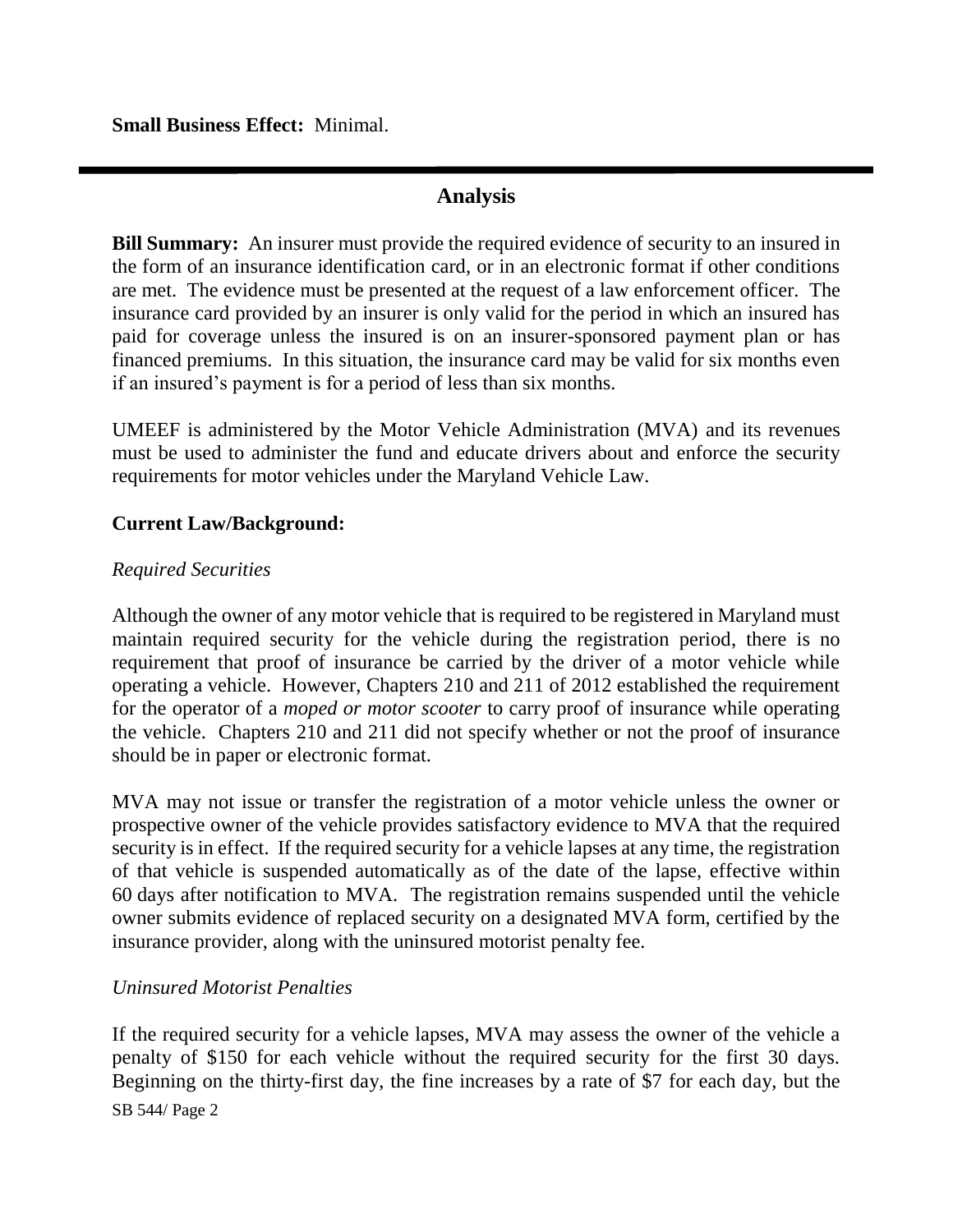**Small Business Effect:** Minimal.

## Analysis

**Bill Summary:** An insurer must provide the required evidence of security to an insured in the form of an insurance identification card, or in an electronic format if other conditions are met. The evidence must be presented at the request of a law enforcement officer. The insurance card provided by an insurer is only valid for the period in which an insured has paid for coverage unless the insured is on an insurer-sponsored payment plan or has financed premiums. In this situation, the insurance card may be valid for six months even if an insured's payment is for a period of less than six months.

UMEEF is administered by the Motor Vehicle Administration (MVA) and its revenues must be used to administer the fund and educate drivers about and enforce the security requirements for motor vehicles under the Maryland Vehicle Law.

**Current Law/Background:**

*Required Securities*

Although the owner of any motor vehicle that is required to be registered in Maryland must maintain required security for the vehicle during the registration period, there is no requirement that proof of insurance be carried by the driver of a motor vehicle while operating a vehicle. However, Chapters 210 and 211 of 2012 established the requirement for the operator of a *moped or motor scooter* to carry proof of insurance while operating the vehicle. Chapters 210 and 211 did not specify whether or not the proof of insurance should be in paper or electronic format.

MVA may not issue or transfer the registration of a motor vehicle unless the owner or prospective owner of the vehicle provides satisfactory evidence to MVA that the required security is in effect. If the required security for a vehicle lapses at any time, the registration of that vehicle is suspended automatically as of the date of the lapse, effective within 60 days after notification to MVA. The registration remains suspended until the vehicle owner submits evidence of replaced security on a designated MVA form, certified by the insurance provider, along with the uninsured motorist penalty fee.

*Uninsured Motorist Penalties*

If the required security for a vehicle lapses, MVA may assess the owner of the vehicle a penalty of $150 for each vehicle without the required security for the first 30 days. Beginning on the thirty-first day, the fine increases by a rate of $7 for each day, but the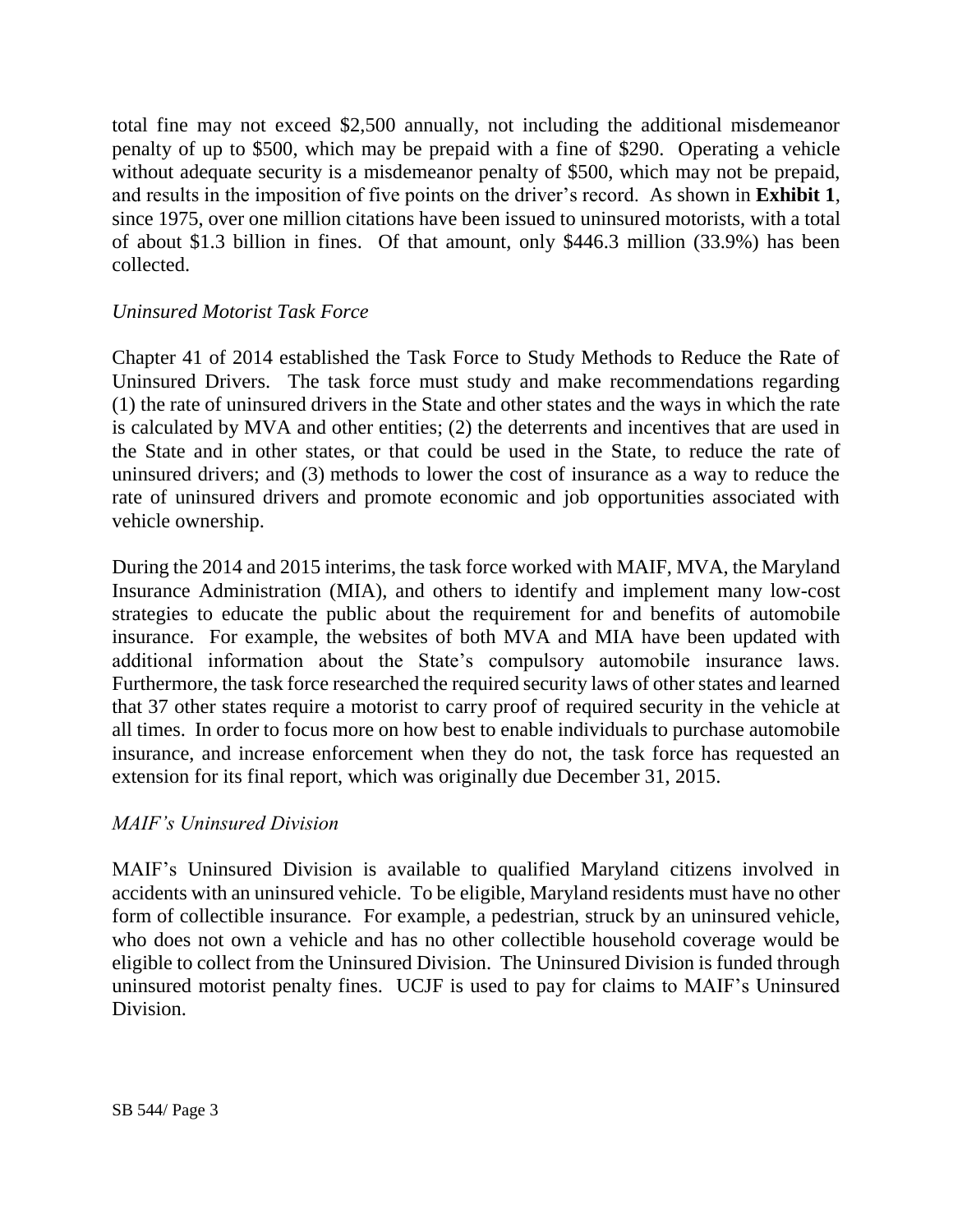total fine may not exceed $2,500 annually, not including the additional misdemeanor penalty of up to $500, which may be prepaid with a fine of $290. Operating a vehicle without adequate security is a misdemeanor penalty of $500, which may not be prepaid, and results in the imposition of five points on the driver's record. As shown in **Exhibit 1**, since 1975, over one million citations have been issued to uninsured motorists, with a total of about $1.3 billion in fines. Of that amount, only $446.3 million (33.9%) has been collected.

*Uninsured Motorist Task Force*

Chapter 41 of 2014 established the Task Force to Study Methods to Reduce the Rate of Uninsured Drivers. The task force must study and make recommendations regarding (1) the rate of uninsured drivers in the State and other states and the ways in which the rate is calculated by MVA and other entities; (2) the deterrents and incentives that are used in the State and in other states, or that could be used in the State, to reduce the rate of uninsured drivers; and (3) methods to lower the cost of insurance as a way to reduce the rate of uninsured drivers and promote economic and job opportunities associated with vehicle ownership.

During the 2014 and 2015 interims, the task force worked with MAIF, MVA, the Maryland Insurance Administration (MIA), and others to identify and implement many low-cost strategies to educate the public about the requirement for and benefits of automobile insurance. For example, the websites of both MVA and MIA have been updated with additional information about the State's compulsory automobile insurance laws. Furthermore, the task force researched the required security laws of other states and learned that 37 other states require a motorist to carry proof of required security in the vehicle at all times. In order to focus more on how best to enable individuals to purchase automobile insurance, and increase enforcement when they do not, the task force has requested an extension for its final report, which was originally due December 31, 2015.

*MAIF's Uninsured Division*

MAIF's Uninsured Division is available to qualified Maryland citizens involved in accidents with an uninsured vehicle. To be eligible, Maryland residents must have no other form of collectible insurance. For example, a pedestrian, struck by an uninsured vehicle, who does not own a vehicle and has no other collectible household coverage would be eligible to collect from the Uninsured Division. The Uninsured Division is funded through uninsured motorist penalty fines. UCJF is used to pay for claims to MAIF's Uninsured Division.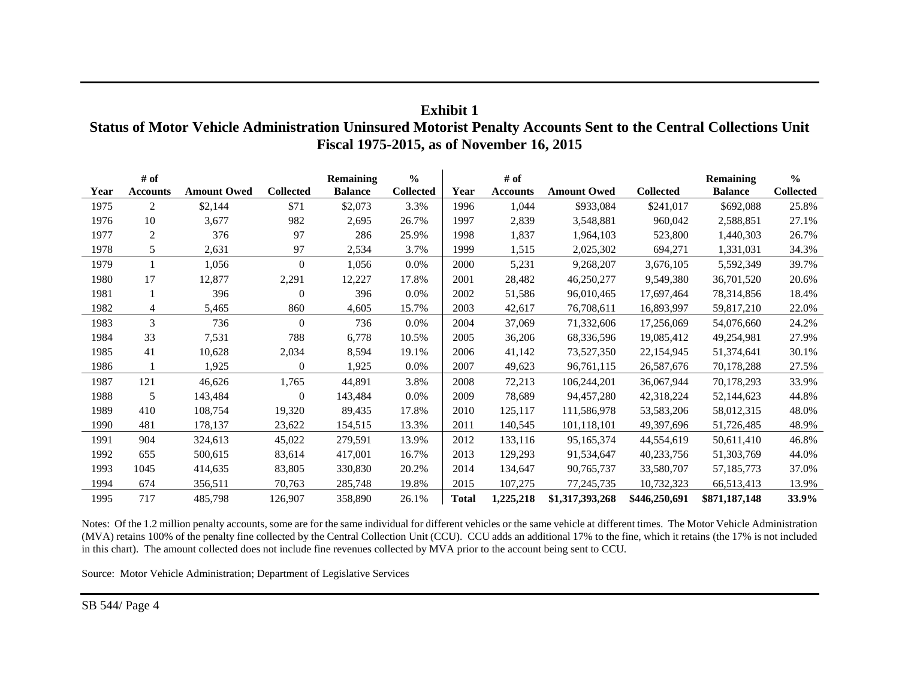# Exhibit 1
## Status of Motor Vehicle Administration Uninsured Motorist Penalty Accounts Sent to the Central Collections Unit
### Fiscal 1975-2015, as of November 16, 2015

| Year | # of Accounts | Amount Owed | Collected | Remaining Balance | % Collected | Year | # of Accounts | Amount Owed | Collected | Remaining Balance | % Collected |
|---|---|---|---|---|---|---|---|---|---|---|---|
| 1975 | 2 | $2,144 | $71 | $2,073 | 3.3% | 1996 | 1,044 | $933,084 | $241,017 | $692,088 | 25.8% |
| 1976 | 10 | 3,677 | 982 | 2,695 | 26.7% | 1997 | 2,839 | 3,548,881 | 960,042 | 2,588,851 | 27.1% |
| 1977 | 2 | 376 | 97 | 286 | 25.9% | 1998 | 1,837 | 1,964,103 | 523,800 | 1,440,303 | 26.7% |
| 1978 | 5 | 2,631 | 97 | 2,534 | 3.7% | 1999 | 1,515 | 2,025,302 | 694,271 | 1,331,031 | 34.3% |
| 1979 | 1 | 1,056 | 0 | 1,056 | 0.0% | 2000 | 5,231 | 9,268,207 | 3,676,105 | 5,592,349 | 39.7% |
| 1980 | 17 | 12,877 | 2,291 | 12,227 | 17.8% | 2001 | 28,482 | 46,250,277 | 9,549,380 | 36,701,520 | 20.6% |
| 1981 | 1 | 396 | 0 | 396 | 0.0% | 2002 | 51,586 | 96,010,465 | 17,697,464 | 78,314,856 | 18.4% |
| 1982 | 4 | 5,465 | 860 | 4,605 | 15.7% | 2003 | 42,617 | 76,708,611 | 16,893,997 | 59,817,210 | 22.0% |
| 1983 | 3 | 736 | 0 | 736 | 0.0% | 2004 | 37,069 | 71,332,606 | 17,256,069 | 54,076,660 | 24.2% |
| 1984 | 33 | 7,531 | 788 | 6,778 | 10.5% | 2005 | 36,206 | 68,336,596 | 19,085,412 | 49,254,981 | 27.9% |
| 1985 | 41 | 10,628 | 2,034 | 8,594 | 19.1% | 2006 | 41,142 | 73,527,350 | 22,154,945 | 51,374,641 | 30.1% |
| 1986 | 1 | 1,925 | 0 | 1,925 | 0.0% | 2007 | 49,623 | 96,761,115 | 26,587,676 | 70,178,288 | 27.5% |
| 1987 | 121 | 46,626 | 1,765 | 44,891 | 3.8% | 2008 | 72,213 | 106,244,201 | 36,067,944 | 70,178,293 | 33.9% |
| 1988 | 5 | 143,484 | 0 | 143,484 | 0.0% | 2009 | 78,689 | 94,457,280 | 42,318,224 | 52,144,623 | 44.8% |
| 1989 | 410 | 108,754 | 19,320 | 89,435 | 17.8% | 2010 | 125,117 | 111,586,978 | 53,583,206 | 58,012,315 | 48.0% |
| 1990 | 481 | 178,137 | 23,622 | 154,515 | 13.3% | 2011 | 140,545 | 101,118,101 | 49,397,696 | 51,726,485 | 48.9% |
| 1991 | 904 | 324,613 | 45,022 | 279,591 | 13.9% | 2012 | 133,116 | 95,165,374 | 44,554,619 | 50,611,410 | 46.8% |
| 1992 | 655 | 500,615 | 83,614 | 417,001 | 16.7% | 2013 | 129,293 | 91,534,647 | 40,233,756 | 51,303,769 | 44.0% |
| 1993 | 1045 | 414,635 | 83,805 | 330,830 | 20.2% | 2014 | 134,647 | 90,765,737 | 33,580,707 | 57,185,773 | 37.0% |
| 1994 | 674 | 356,511 | 70,763 | 285,748 | 19.8% | 2015 | 107,275 | 77,245,735 | 10,732,323 | 66,513,413 | 13.9% |
| 1995 | 717 | 485,798 | 126,907 | 358,890 | 26.1% | **Total** | **1,225,218** | **$1,317,393,268** | **$446,250,691** | **$871,187,148** | **33.9%** |

Notes: Of the 1.2 million penalty accounts, some are for the same individual for different vehicles or the same vehicle at different times. The Motor Vehicle Administration (MVA) retains 100% of the penalty fine collected by the Central Collection Unit (CCU). CCU adds an additional 17% to the fine, which it retains (the 17% is not included in this chart). The amount collected does not include fine revenues collected by MVA prior to the account being sent to CCU.

Source: Motor Vehicle Administration; Department of Legislative Services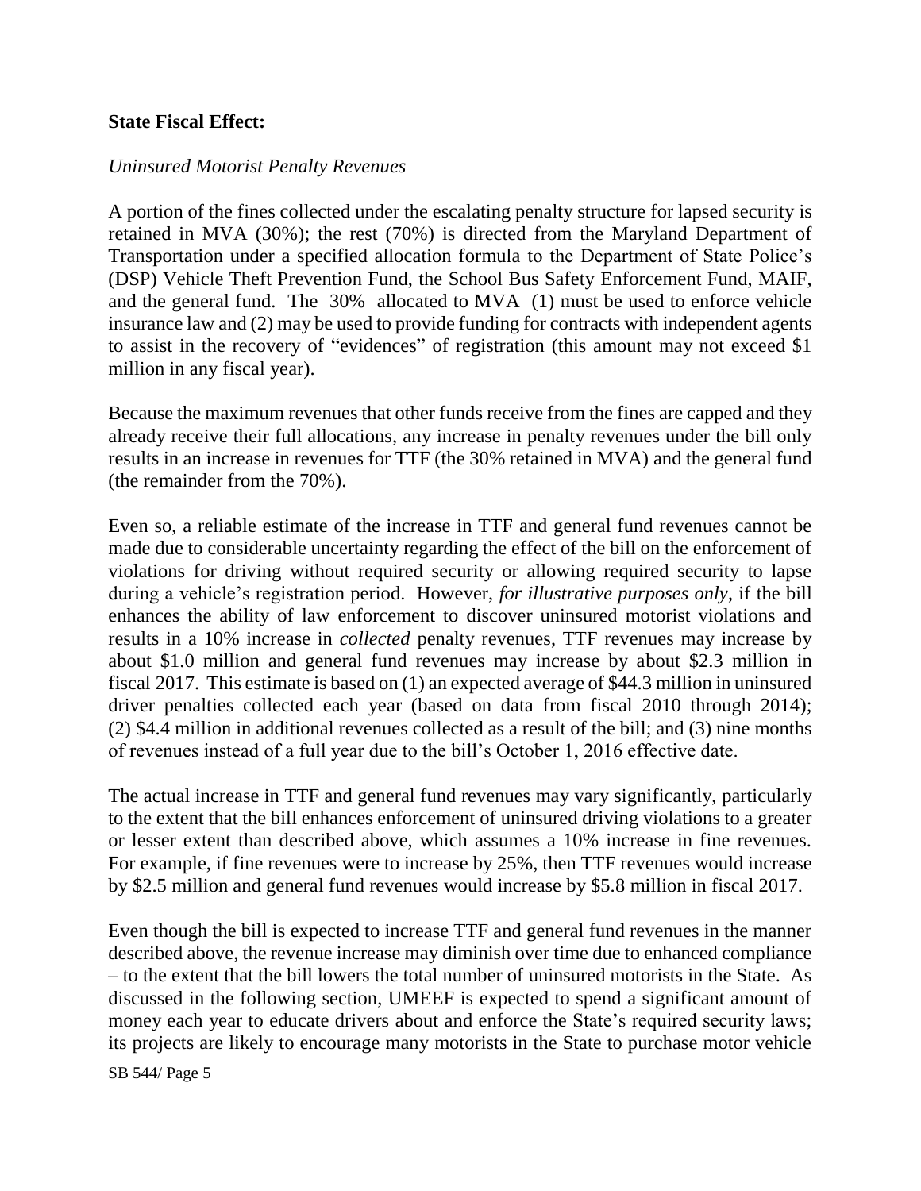**State Fiscal Effect:**

*Uninsured Motorist Penalty Revenues*

A portion of the fines collected under the escalating penalty structure for lapsed security is retained in MVA (30%); the rest (70%) is directed from the Maryland Department of Transportation under a specified allocation formula to the Department of State Police's (DSP) Vehicle Theft Prevention Fund, the School Bus Safety Enforcement Fund, MAIF, and the general fund. The 30% allocated to MVA (1) must be used to enforce vehicle insurance law and (2) may be used to provide funding for contracts with independent agents to assist in the recovery of "evidences" of registration (this amount may not exceed $1 million in any fiscal year).

Because the maximum revenues that other funds receive from the fines are capped and they already receive their full allocations, any increase in penalty revenues under the bill only results in an increase in revenues for TTF (the 30% retained in MVA) and the general fund (the remainder from the 70%).

Even so, a reliable estimate of the increase in TTF and general fund revenues cannot be made due to considerable uncertainty regarding the effect of the bill on the enforcement of violations for driving without required security or allowing required security to lapse during a vehicle's registration period. However, *for illustrative purposes only*, if the bill enhances the ability of law enforcement to discover uninsured motorist violations and results in a 10% increase in *collected* penalty revenues, TTF revenues may increase by about $1.0 million and general fund revenues may increase by about $2.3 million in fiscal 2017. This estimate is based on (1) an expected average of $44.3 million in uninsured driver penalties collected each year (based on data from fiscal 2010 through 2014); (2) $4.4 million in additional revenues collected as a result of the bill; and (3) nine months of revenues instead of a full year due to the bill's October 1, 2016 effective date.

The actual increase in TTF and general fund revenues may vary significantly, particularly to the extent that the bill enhances enforcement of uninsured driving violations to a greater or lesser extent than described above, which assumes a 10% increase in fine revenues. For example, if fine revenues were to increase by 25%, then TTF revenues would increase by $2.5 million and general fund revenues would increase by $5.8 million in fiscal 2017.

Even though the bill is expected to increase TTF and general fund revenues in the manner described above, the revenue increase may diminish over time due to enhanced compliance – to the extent that the bill lowers the total number of uninsured motorists in the State. As discussed in the following section, UMEEF is expected to spend a significant amount of money each year to educate drivers about and enforce the State's required security laws; its projects are likely to encourage many motorists in the State to purchase motor vehicle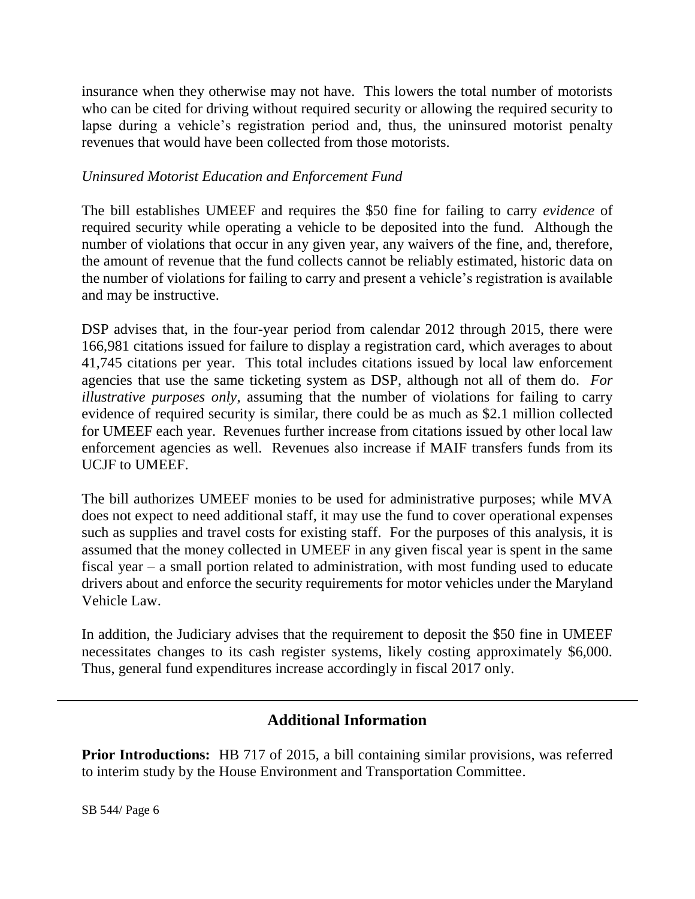insurance when they otherwise may not have. This lowers the total number of motorists who can be cited for driving without required security or allowing the required security to lapse during a vehicle's registration period and, thus, the uninsured motorist penalty revenues that would have been collected from those motorists.

*Uninsured Motorist Education and Enforcement Fund*

The bill establishes UMEEF and requires the $50 fine for failing to carry *evidence* of required security while operating a vehicle to be deposited into the fund. Although the number of violations that occur in any given year, any waivers of the fine, and, therefore, the amount of revenue that the fund collects cannot be reliably estimated, historic data on the number of violations for failing to carry and present a vehicle's registration is available and may be instructive.

DSP advises that, in the four-year period from calendar 2012 through 2015, there were 166,981 citations issued for failure to display a registration card, which averages to about 41,745 citations per year. This total includes citations issued by local law enforcement agencies that use the same ticketing system as DSP, although not all of them do. *For illustrative purposes only*, assuming that the number of violations for failing to carry evidence of required security is similar, there could be as much as $2.1 million collected for UMEEF each year. Revenues further increase from citations issued by other local law enforcement agencies as well. Revenues also increase if MAIF transfers funds from its UCJF to UMEEF.

The bill authorizes UMEEF monies to be used for administrative purposes; while MVA does not expect to need additional staff, it may use the fund to cover operational expenses such as supplies and travel costs for existing staff. For the purposes of this analysis, it is assumed that the money collected in UMEEF in any given fiscal year is spent in the same fiscal year – a small portion related to administration, with most funding used to educate drivers about and enforce the security requirements for motor vehicles under the Maryland Vehicle Law.

In addition, the Judiciary advises that the requirement to deposit the $50 fine in UMEEF necessitates changes to its cash register systems, likely costing approximately $6,000. Thus, general fund expenditures increase accordingly in fiscal 2017 only.

---

## Additional Information

**Prior Introductions:** HB 717 of 2015, a bill containing similar provisions, was referred to interim study by the House Environment and Transportation Committee.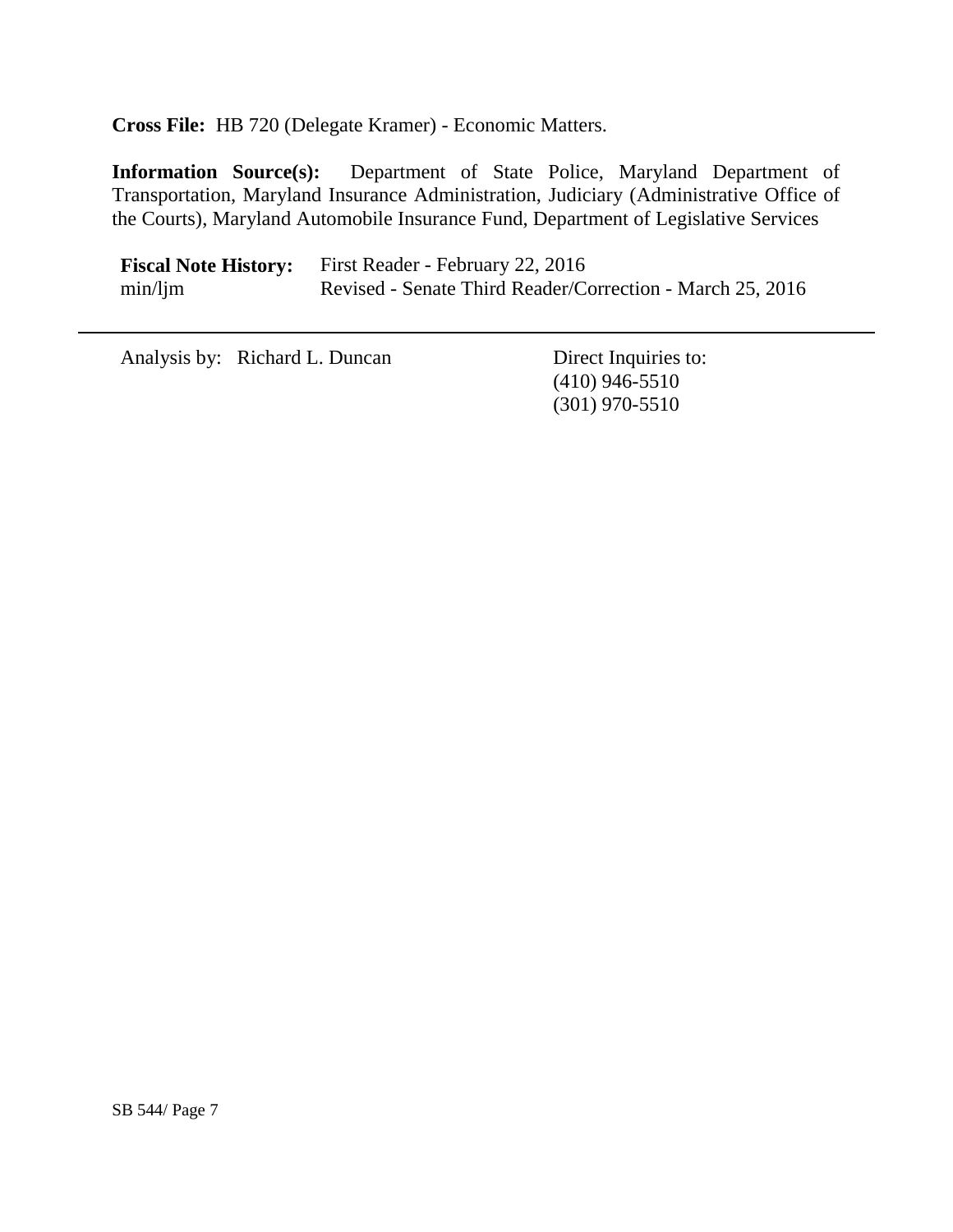**Cross File:** HB 720 (Delegate Kramer) - Economic Matters.

**Information Source(s):** Department of State Police, Maryland Department of Transportation, Maryland Insurance Administration, Judiciary (Administrative Office of the Courts), Maryland Automobile Insurance Fund, Department of Legislative Services

| | |
|---|---|
| **Fiscal Note History:** | First Reader - February 22, 2016 |
| min/ljm | Revised - Senate Third Reader/Correction - March 25, 2016 |

---

Analysis by: Richard L. Duncan

Direct Inquiries to:
(410) 946-5510
(301) 970-5510